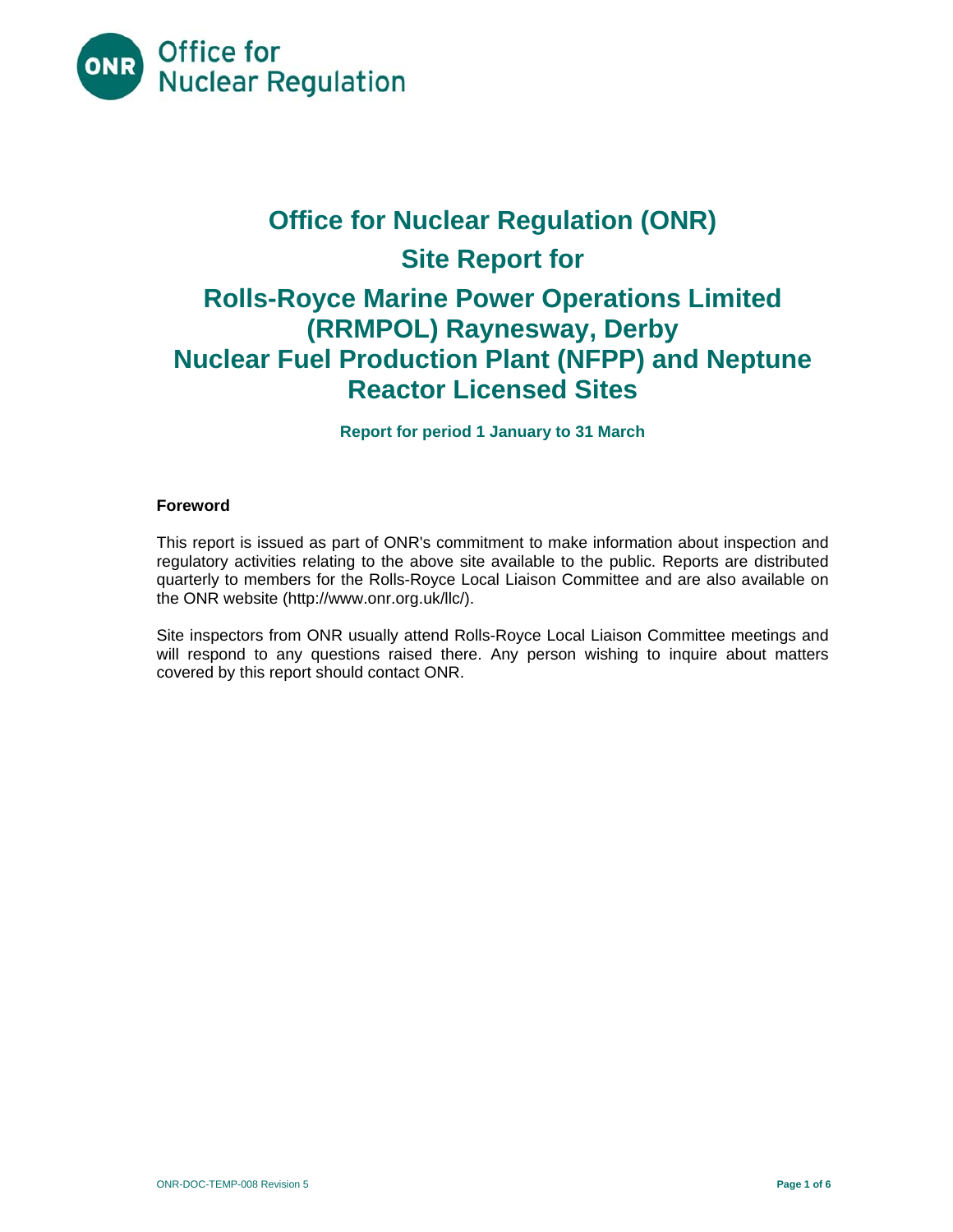# Office for Nuclear Regulation (ONR)

# Site Report for

# Rolls-Royce Marine Power Operations Limited (RRMPOL) Raynesway, Derby Nuclear Fuel Production Plant (NFPP) and Neptune Reactor Licensed Sites

**Report for period 1 January to 31 March**

**Foreword**

This report is issued as part of ONR's commitment to make information about inspection and regulatory activities relating to the above site available to the public. Reports are distributed quarterly to members for the Rolls-Royce Local Liaison Committee and are also available on the ONR website (http://www.onr.org.uk/llc/).

Site inspectors from ONR usually attend Rolls-Royce Local Liaison Committee meetings and will respond to any questions raised there. Any person wishing to inquire about matters covered by this report should contact ONR.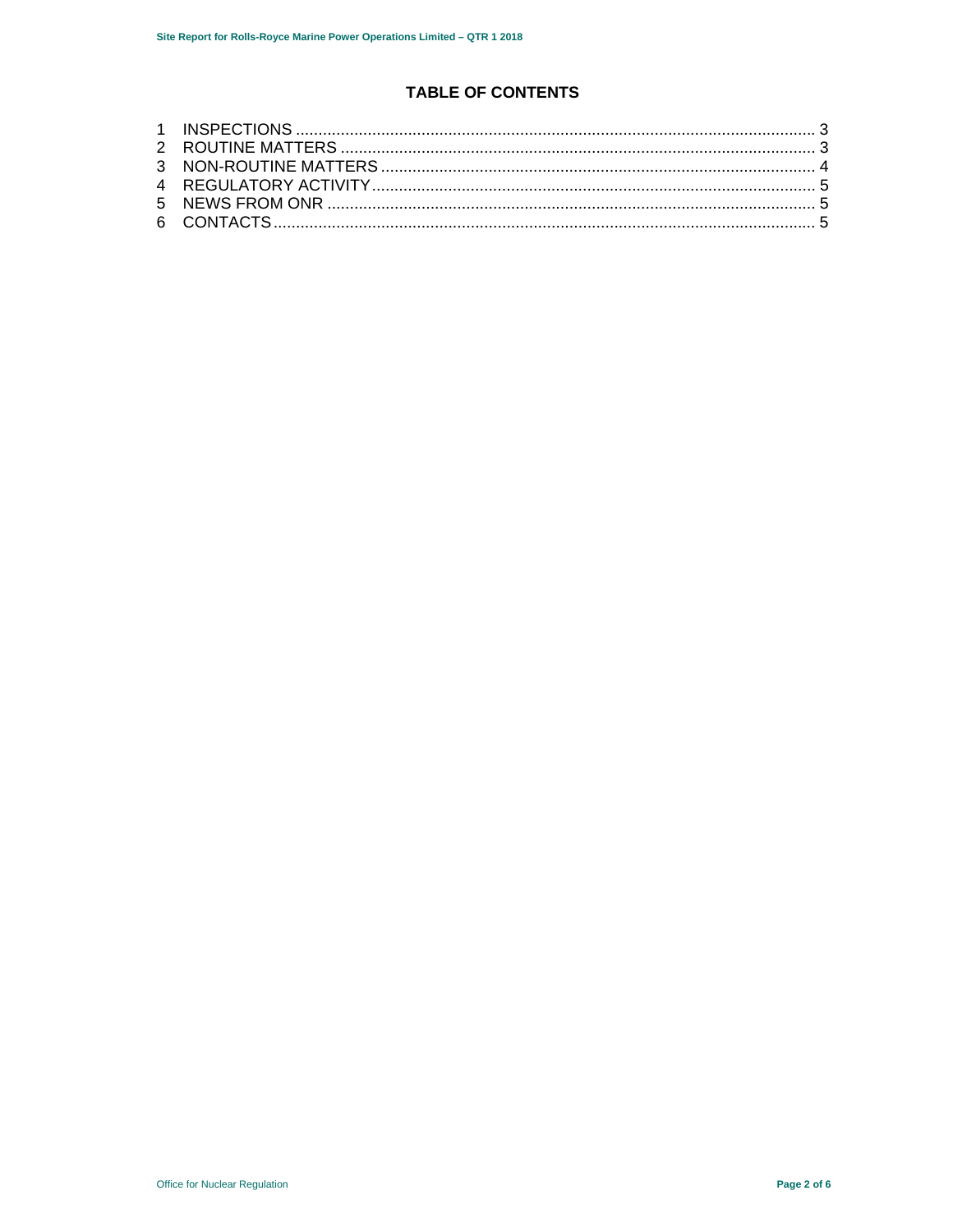## TABLE OF CONTENTS

1 INSPECTIONS .......... 3
2 ROUTINE MATTERS .......... 3
3 NON-ROUTINE MATTERS .......... 4
4 REGULATORY ACTIVITY .......... 5
5 NEWS FROM ONR .......... 5
6 CONTACTS .......... 5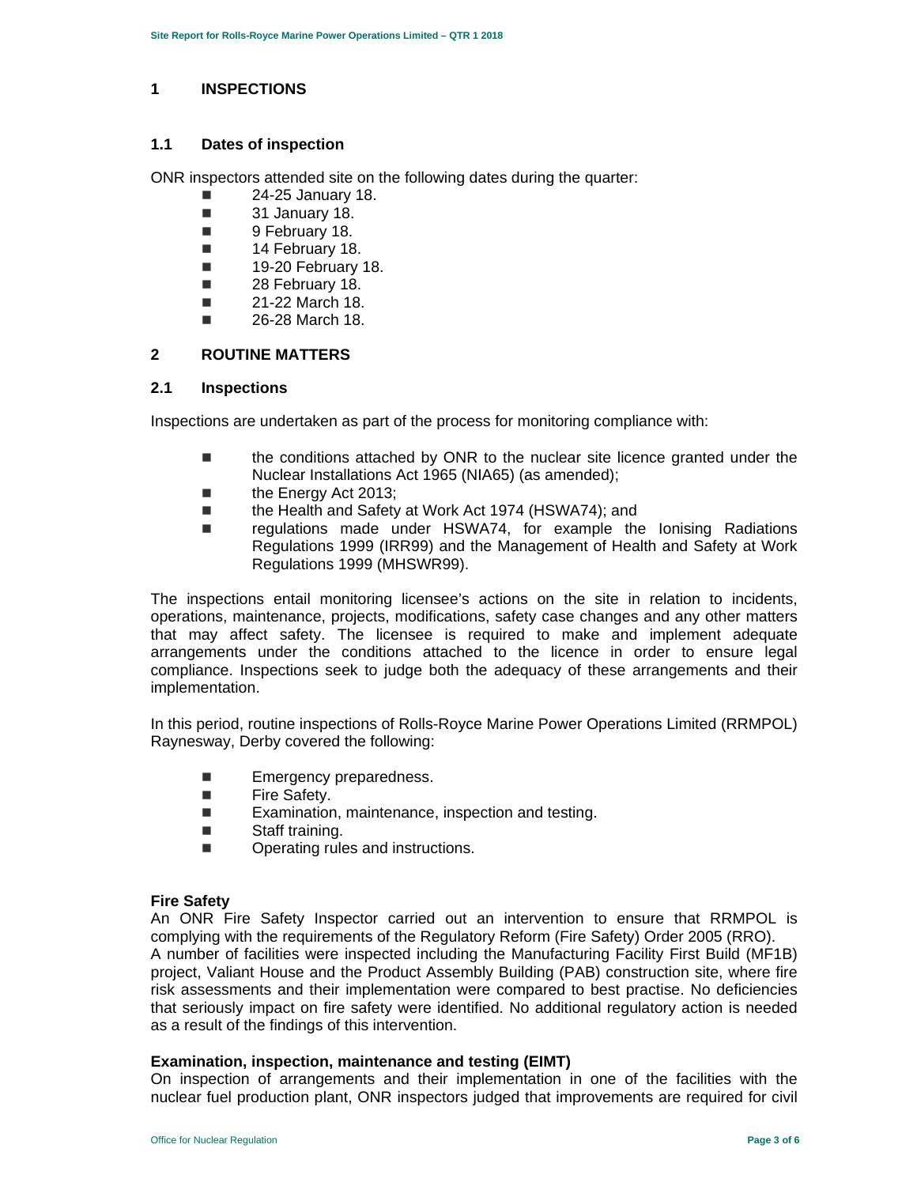## 1 INSPECTIONS

### 1.1 Dates of inspection

ONR inspectors attended site on the following dates during the quarter:

- 24-25 January 18.
- 31 January 18.
- 9 February 18.
- 14 February 18.
- 19-20 February 18.
- 28 February 18.
- 21-22 March 18.
- 26-28 March 18.

## 2 ROUTINE MATTERS

### 2.1 Inspections

Inspections are undertaken as part of the process for monitoring compliance with:

- the conditions attached by ONR to the nuclear site licence granted under the Nuclear Installations Act 1965 (NIA65) (as amended);
- the Energy Act 2013;
- the Health and Safety at Work Act 1974 (HSWA74); and
- regulations made under HSWA74, for example the Ionising Radiations Regulations 1999 (IRR99) and the Management of Health and Safety at Work Regulations 1999 (MHSWR99).

The inspections entail monitoring licensee's actions on the site in relation to incidents, operations, maintenance, projects, modifications, safety case changes and any other matters that may affect safety. The licensee is required to make and implement adequate arrangements under the conditions attached to the licence in order to ensure legal compliance. Inspections seek to judge both the adequacy of these arrangements and their implementation.

In this period, routine inspections of Rolls-Royce Marine Power Operations Limited (RRMPOL) Raynesway, Derby covered the following:

- Emergency preparedness.
- Fire Safety.
- Examination, maintenance, inspection and testing.
- Staff training.
- Operating rules and instructions.

**Fire Safety**

An ONR Fire Safety Inspector carried out an intervention to ensure that RRMPOL is complying with the requirements of the Regulatory Reform (Fire Safety) Order 2005 (RRO).
A number of facilities were inspected including the Manufacturing Facility First Build (MF1B) project, Valiant House and the Product Assembly Building (PAB) construction site, where fire risk assessments and their implementation were compared to best practise. No deficiencies that seriously impact on fire safety were identified. No additional regulatory action is needed as a result of the findings of this intervention.

**Examination, inspection, maintenance and testing (EIMT)**

On inspection of arrangements and their implementation in one of the facilities with the nuclear fuel production plant, ONR inspectors judged that improvements are required for civil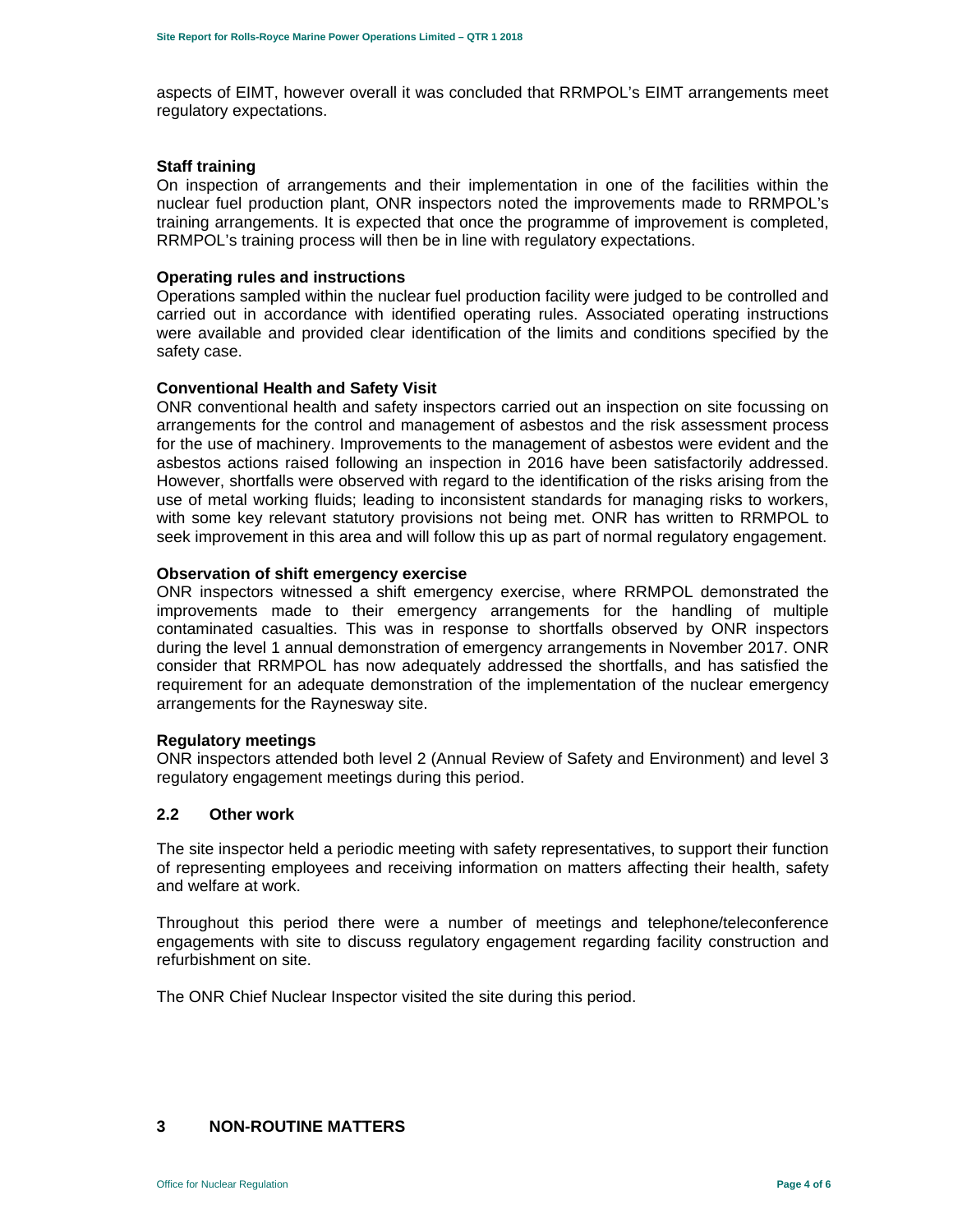aspects of EIMT, however overall it was concluded that RRMPOL's EIMT arrangements meet regulatory expectations.

**Staff training**

On inspection of arrangements and their implementation in one of the facilities within the nuclear fuel production plant, ONR inspectors noted the improvements made to RRMPOL's training arrangements. It is expected that once the programme of improvement is completed, RRMPOL's training process will then be in line with regulatory expectations.

**Operating rules and instructions**

Operations sampled within the nuclear fuel production facility were judged to be controlled and carried out in accordance with identified operating rules. Associated operating instructions were available and provided clear identification of the limits and conditions specified by the safety case.

**Conventional Health and Safety Visit**

ONR conventional health and safety inspectors carried out an inspection on site focussing on arrangements for the control and management of asbestos and the risk assessment process for the use of machinery. Improvements to the management of asbestos were evident and the asbestos actions raised following an inspection in 2016 have been satisfactorily addressed. However, shortfalls were observed with regard to the identification of the risks arising from the use of metal working fluids; leading to inconsistent standards for managing risks to workers, with some key relevant statutory provisions not being met. ONR has written to RRMPOL to seek improvement in this area and will follow this up as part of normal regulatory engagement.

**Observation of shift emergency exercise**

ONR inspectors witnessed a shift emergency exercise, where RRMPOL demonstrated the improvements made to their emergency arrangements for the handling of multiple contaminated casualties. This was in response to shortfalls observed by ONR inspectors during the level 1 annual demonstration of emergency arrangements in November 2017. ONR consider that RRMPOL has now adequately addressed the shortfalls, and has satisfied the requirement for an adequate demonstration of the implementation of the nuclear emergency arrangements for the Raynesway site.

**Regulatory meetings**

ONR inspectors attended both level 2 (Annual Review of Safety and Environment) and level 3 regulatory engagement meetings during this period.

## 2.2 Other work

The site inspector held a periodic meeting with safety representatives, to support their function of representing employees and receiving information on matters affecting their health, safety and welfare at work.

Throughout this period there were a number of meetings and telephone/teleconference engagements with site to discuss regulatory engagement regarding facility construction and refurbishment on site.

The ONR Chief Nuclear Inspector visited the site during this period.

# 3 NON-ROUTINE MATTERS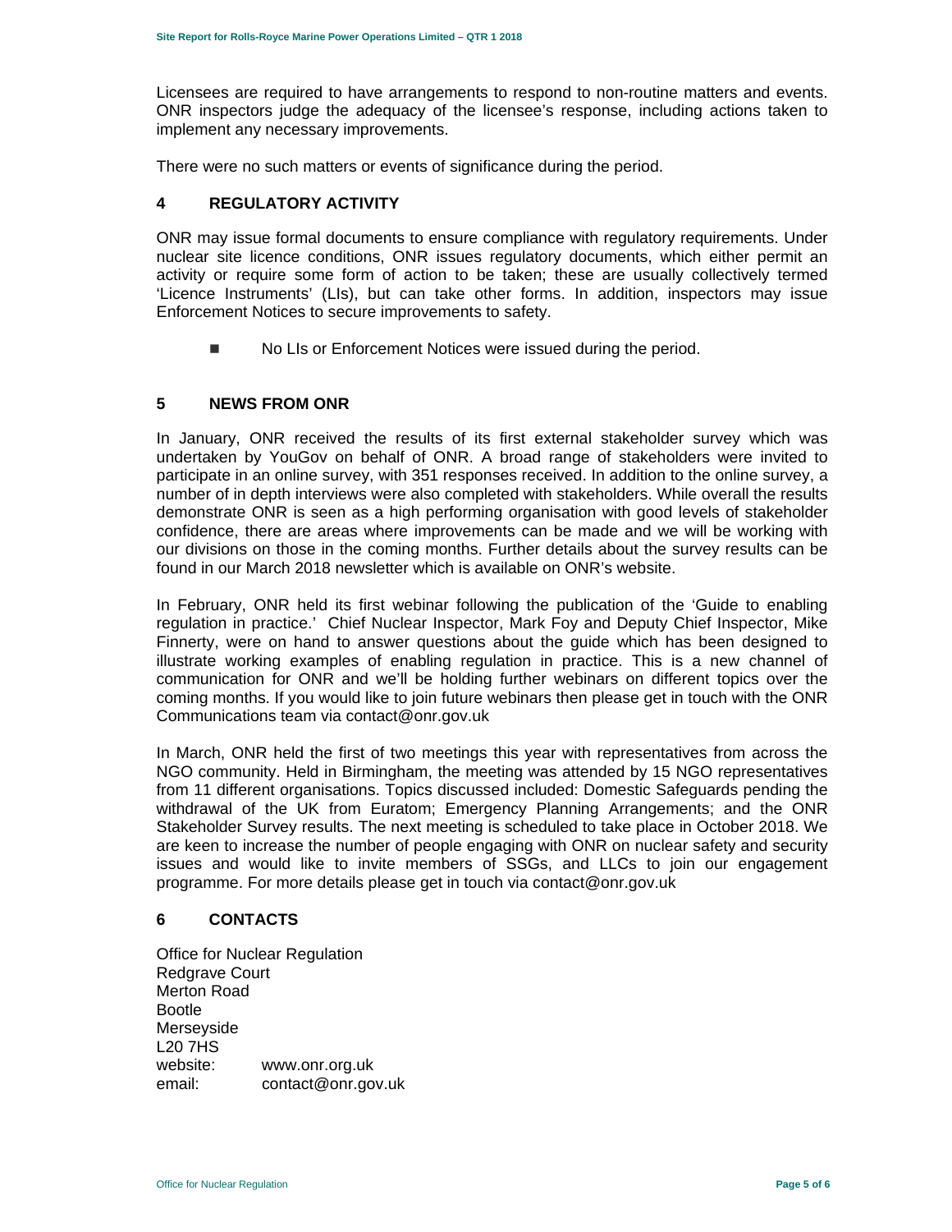Licensees are required to have arrangements to respond to non-routine matters and events. ONR inspectors judge the adequacy of the licensee's response, including actions taken to implement any necessary improvements.

There were no such matters or events of significance during the period.

## 4 REGULATORY ACTIVITY

ONR may issue formal documents to ensure compliance with regulatory requirements. Under nuclear site licence conditions, ONR issues regulatory documents, which either permit an activity or require some form of action to be taken; these are usually collectively termed 'Licence Instruments' (LIs), but can take other forms. In addition, inspectors may issue Enforcement Notices to secure improvements to safety.

- No LIs or Enforcement Notices were issued during the period.

## 5 NEWS FROM ONR

In January, ONR received the results of its first external stakeholder survey which was undertaken by YouGov on behalf of ONR. A broad range of stakeholders were invited to participate in an online survey, with 351 responses received. In addition to the online survey, a number of in depth interviews were also completed with stakeholders. While overall the results demonstrate ONR is seen as a high performing organisation with good levels of stakeholder confidence, there are areas where improvements can be made and we will be working with our divisions on those in the coming months. Further details about the survey results can be found in our March 2018 newsletter which is available on ONR's website.

In February, ONR held its first webinar following the publication of the 'Guide to enabling regulation in practice.' Chief Nuclear Inspector, Mark Foy and Deputy Chief Inspector, Mike Finnerty, were on hand to answer questions about the guide which has been designed to illustrate working examples of enabling regulation in practice. This is a new channel of communication for ONR and we'll be holding further webinars on different topics over the coming months. If you would like to join future webinars then please get in touch with the ONR Communications team via contact@onr.gov.uk

In March, ONR held the first of two meetings this year with representatives from across the NGO community. Held in Birmingham, the meeting was attended by 15 NGO representatives from 11 different organisations. Topics discussed included: Domestic Safeguards pending the withdrawal of the UK from Euratom; Emergency Planning Arrangements; and the ONR Stakeholder Survey results. The next meeting is scheduled to take place in October 2018. We are keen to increase the number of people engaging with ONR on nuclear safety and security issues and would like to invite members of SSGs, and LLCs to join our engagement programme. For more details please get in touch via contact@onr.gov.uk

## 6 CONTACTS

Office for Nuclear Regulation
Redgrave Court
Merton Road
Bootle
Merseyside
L20 7HS
website: www.onr.org.uk
email: contact@onr.gov.uk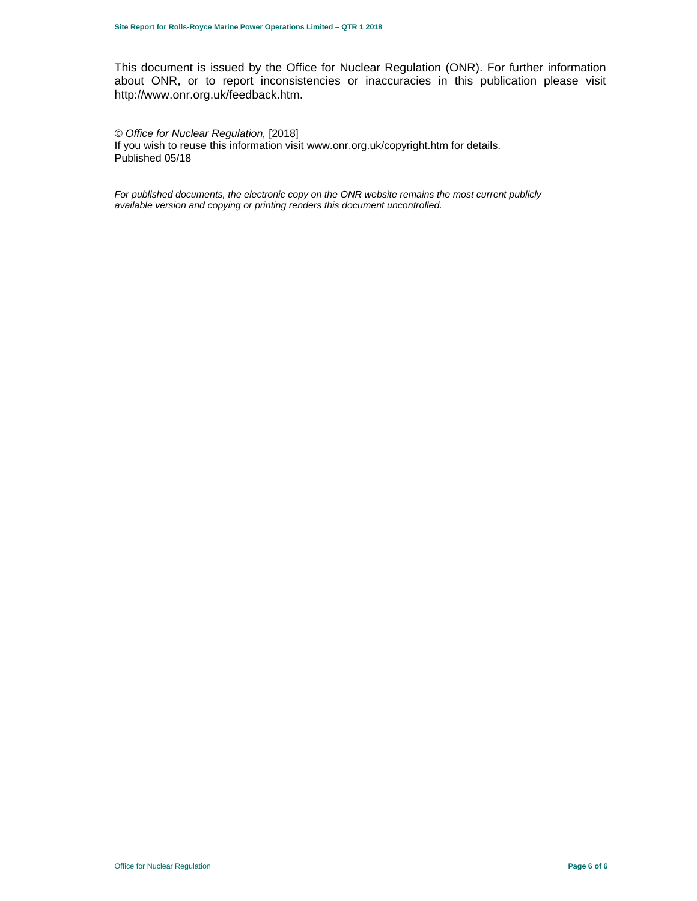This document is issued by the Office for Nuclear Regulation (ONR). For further information about ONR, or to report inconsistencies or inaccuracies in this publication please visit http://www.onr.org.uk/feedback.htm.

© *Office for Nuclear Regulation,* [2018]
If you wish to reuse this information visit www.onr.org.uk/copyright.htm for details.
Published 05/18

*For published documents, the electronic copy on the ONR website remains the most current publicly available version and copying or printing renders this document uncontrolled.*